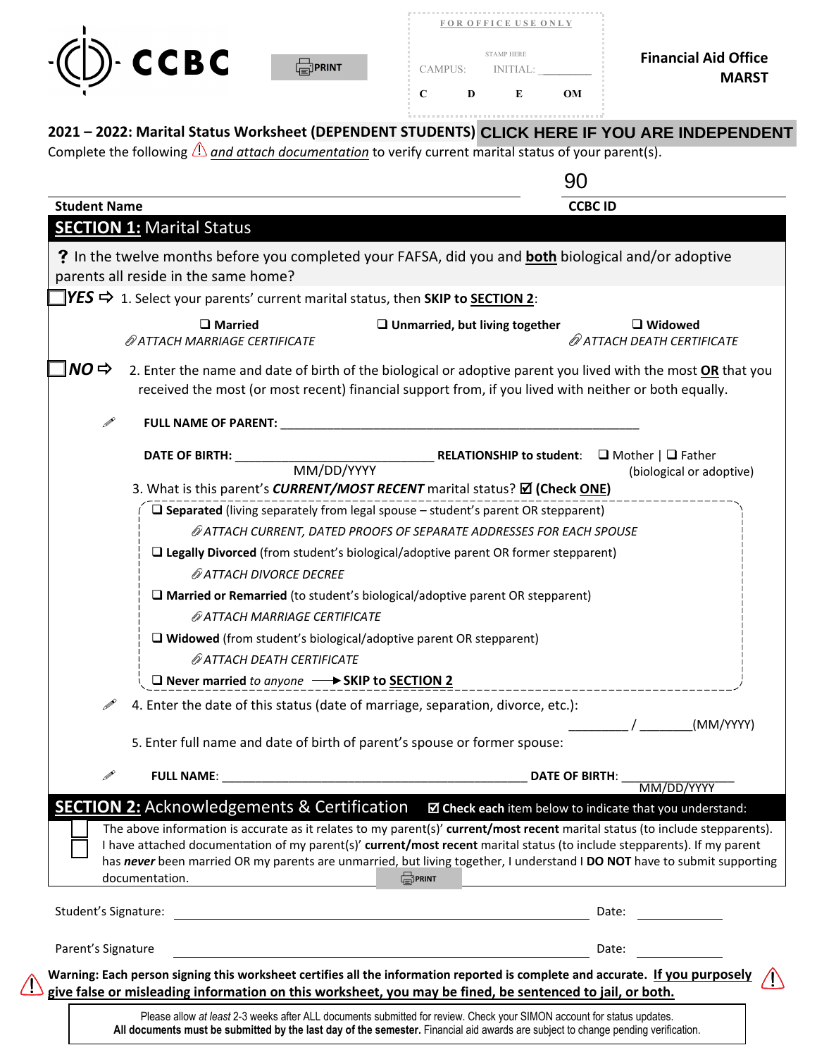CCBC

PRINT

FOR OFFICE USE ONLY

CAMPUS: STAMP HERE INITIAL: _________

C D E OM

**Financial Aid Office**
**MARST**

## 2021 – 2022: Marital Status Worksheet (DEPENDENT STUDENTS) CLICK HERE IF YOU ARE INDEPENDENT

Complete the following ⚠ *and attach documentation* to verify current marital status of your parent(s).

| | 90 |
|---|---|
| **Student Name** | **CCBC ID** |

## SECTION 1: Marital Status

**?** In the twelve months before you completed your FAFSA, did you and **both** biological and/or adoptive parents all reside in the same home?

☐ ***YES*** ⇨ 1. Select your parents' current marital status, then **SKIP to SECTION 2**:

- ❑ **Married** — *ATTACH MARRIAGE CERTIFICATE*
- ❑ **Unmarried, but living together**
- ❑ **Widowed** — *ATTACH DEATH CERTIFICATE*

☐ ***NO*** ⇨ 2. Enter the name and date of birth of the biological or adoptive parent you lived with the most **OR** that you received the most (or most recent) financial support from, if you lived with neither or both equally.

**FULL NAME OF PARENT:** ____________________________________________________

**DATE OF BIRTH:** ____________________________ (MM/DD/YYYY) **RELATIONSHIP to student**: ❑ Mother | ❑ Father (biological or adoptive)

3. What is this parent's ***CURRENT/MOST RECENT*** marital status? ☑ **(Check ONE)**

- ❑ **Separated** (living separately from legal spouse – student's parent OR stepparent)
  - *ATTACH CURRENT, DATED PROOFS OF SEPARATE ADDRESSES FOR EACH SPOUSE*
- ❑ **Legally Divorced** (from student's biological/adoptive parent OR former stepparent)
  - *ATTACH DIVORCE DECREE*
- ❑ **Married or Remarried** (to student's biological/adoptive parent OR stepparent)
  - *ATTACH MARRIAGE CERTIFICATE*
- ❑ **Widowed** (from student's biological/adoptive parent OR stepparent)
  - *ATTACH DEATH CERTIFICATE*
- ❑ **Never married** *to anyone* ⟶ **SKIP to SECTION 2**

4. Enter the date of this status (date of marriage, separation, divorce, etc.):

_________ / ________(MM/YYYY)

5. Enter full name and date of birth of parent's spouse or former spouse:

**FULL NAME**: ______________________________________________ **DATE OF BIRTH**: ______________ (MM/DD/YYYY)

## SECTION 2: Acknowledgements & Certification

☑ **Check each** item below to indicate that you understand:

☐ The above information is accurate as it relates to my parent(s)' **current/most recent** marital status (to include stepparents).

☐ I have attached documentation of my parent(s)' **current/most recent** marital status (to include stepparents). If my parent has ***never*** been married OR my parents are unmarried, but living together, I understand I **DO NOT** have to submit supporting documentation.

PRINT

Student's Signature: ________________________________________ Date: ____________

Parent's Signature ________________________________________ Date: ____________

⚠ **Warning: Each person signing this worksheet certifies all the information reported is complete and accurate. If you purposely give false or misleading information on this worksheet, you may be fined, be sentenced to jail, or both.** ⚠

Please allow *at least* 2-3 weeks after ALL documents submitted for review. Check your SIMON account for status updates. **All documents must be submitted by the last day of the semester.** Financial aid awards are subject to change pending verification.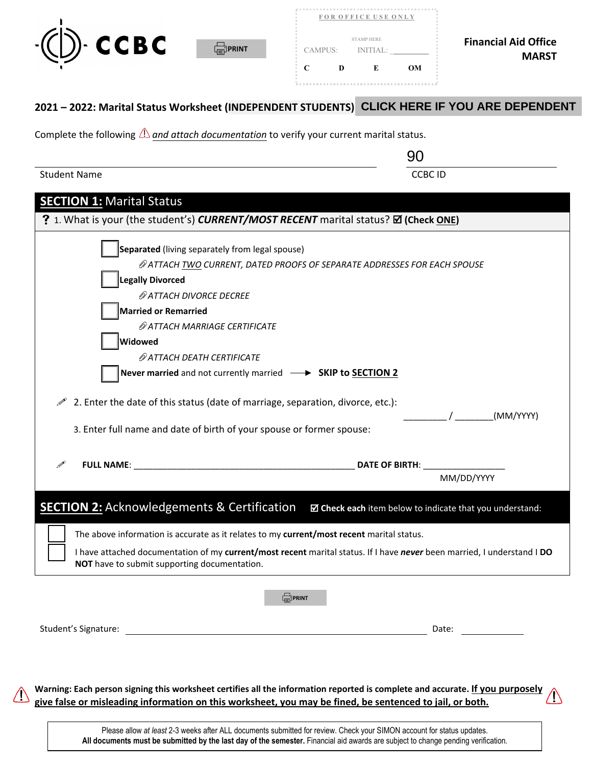CCBC

PRINT

FOR OFFICE USE ONLY

STAMP HERE

CAMPUS: INITIAL: ________

C D E OM

**Financial Aid Office**
**MARST**

**2021 – 2022: Marital Status Worksheet (INDEPENDENT STUDENTS)** CLICK HERE IF YOU ARE DEPENDENT

Complete the following ⚠ *and attach documentation* to verify your current marital status.

Student Name ______________________ CCBC ID 90

## SECTION 1: Marital Status

? 1. What is your (the student's) ***CURRENT/MOST RECENT*** marital status? ☑ **(Check ONE)**

- ☐ **Separated** (living separately from legal spouse)
  - *ATTACH TWO CURRENT, DATED PROOFS OF SEPARATE ADDRESSES FOR EACH SPOUSE*
- ☐ **Legally Divorced**
  - *ATTACH DIVORCE DECREE*
- ☐ **Married or Remarried**
  - *ATTACH MARRIAGE CERTIFICATE*
- ☐ **Widowed**
  - *ATTACH DEATH CERTIFICATE*
- ☐ **Never married** and not currently married ⟶ **SKIP to SECTION 2**

2. Enter the date of this status (date of marriage, separation, divorce, etc.): _________ / ________(MM/YYYY)

3. Enter full name and date of birth of your spouse or former spouse:

**FULL NAME**: ______________________________________________ **DATE OF BIRTH**: _________________ MM/DD/YYYY

## SECTION 2: Acknowledgements & Certification

☑ **Check each** item below to indicate that you understand:

- ☐ The above information is accurate as it relates to my **current/most recent** marital status.
- ☐ I have attached documentation of my **current/most recent** marital status. If I have ***never*** been married, I understand I **DO NOT** have to submit supporting documentation.

PRINT

Student's Signature: ______________________________________________ Date: ____________

**Warning: Each person signing this worksheet certifies all the information reported is complete and accurate. If you purposely give false or misleading information on this worksheet, you may be fined, be sentenced to jail, or both.**

Please allow *at least* 2-3 weeks after ALL documents submitted for review. Check your SIMON account for status updates.
**All documents must be submitted by the last day of the semester.** Financial aid awards are subject to change pending verification.